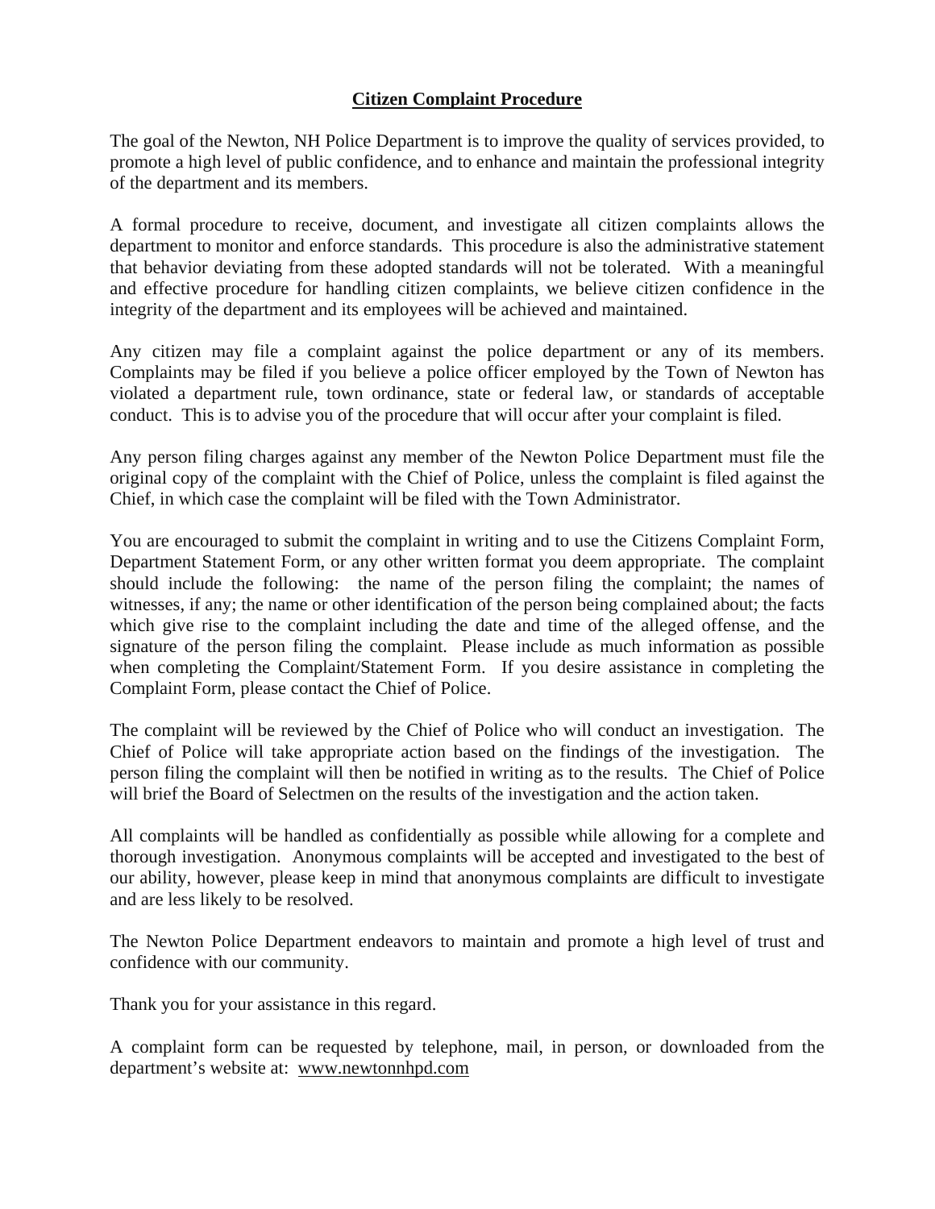# Citizen Complaint Procedure

The goal of the Newton, NH Police Department is to improve the quality of services provided, to promote a high level of public confidence, and to enhance and maintain the professional integrity of the department and its members.

A formal procedure to receive, document, and investigate all citizen complaints allows the department to monitor and enforce standards. This procedure is also the administrative statement that behavior deviating from these adopted standards will not be tolerated. With a meaningful and effective procedure for handling citizen complaints, we believe citizen confidence in the integrity of the department and its employees will be achieved and maintained.

Any citizen may file a complaint against the police department or any of its members. Complaints may be filed if you believe a police officer employed by the Town of Newton has violated a department rule, town ordinance, state or federal law, or standards of acceptable conduct. This is to advise you of the procedure that will occur after your complaint is filed.

Any person filing charges against any member of the Newton Police Department must file the original copy of the complaint with the Chief of Police, unless the complaint is filed against the Chief, in which case the complaint will be filed with the Town Administrator.

You are encouraged to submit the complaint in writing and to use the Citizens Complaint Form, Department Statement Form, or any other written format you deem appropriate. The complaint should include the following: the name of the person filing the complaint; the names of witnesses, if any; the name or other identification of the person being complained about; the facts which give rise to the complaint including the date and time of the alleged offense, and the signature of the person filing the complaint. Please include as much information as possible when completing the Complaint/Statement Form. If you desire assistance in completing the Complaint Form, please contact the Chief of Police.

The complaint will be reviewed by the Chief of Police who will conduct an investigation. The Chief of Police will take appropriate action based on the findings of the investigation. The person filing the complaint will then be notified in writing as to the results. The Chief of Police will brief the Board of Selectmen on the results of the investigation and the action taken.

All complaints will be handled as confidentially as possible while allowing for a complete and thorough investigation. Anonymous complaints will be accepted and investigated to the best of our ability, however, please keep in mind that anonymous complaints are difficult to investigate and are less likely to be resolved.

The Newton Police Department endeavors to maintain and promote a high level of trust and confidence with our community.

Thank you for your assistance in this regard.

A complaint form can be requested by telephone, mail, in person, or downloaded from the department's website at: www.newtonnhpd.com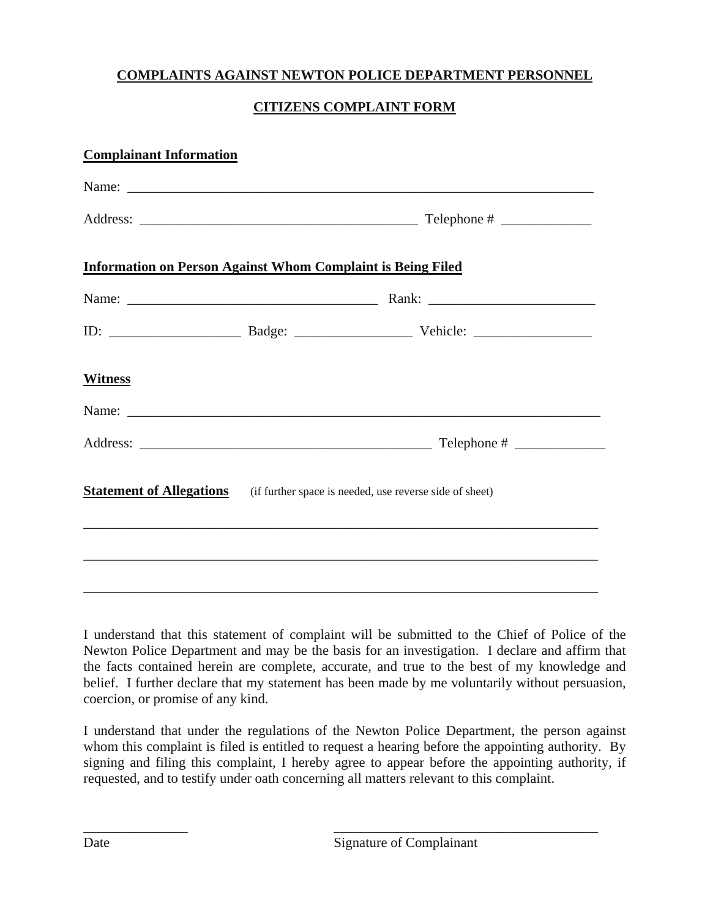**COMPLAINTS AGAINST NEWTON POLICE DEPARTMENT PERSONNEL**

**CITIZENS COMPLAINT FORM**

**Complainant Information**

Name: ______________________________________________________________________

Address: ________________________________________ Telephone # _____________

**Information on Person Against Whom Complaint is Being Filed**

Name: ____________________________________ Rank: _______________________

ID: __________________ Badge: ________________ Vehicle: ________________

**Witness**

Name: ______________________________________________________________________

Address: __________________________________________ Telephone # _____________

**Statement of Allegations** (if further space is needed, use reverse side of sheet)

_____________________________________________________________________________

_____________________________________________________________________________

_____________________________________________________________________________

I understand that this statement of complaint will be submitted to the Chief of Police of the Newton Police Department and may be the basis for an investigation. I declare and affirm that the facts contained herein are complete, accurate, and true to the best of my knowledge and belief. I further declare that my statement has been made by me voluntarily without persuasion, coercion, or promise of any kind.

I understand that under the regulations of the Newton Police Department, the person against whom this complaint is filed is entitled to request a hearing before the appointing authority. By signing and filing this complaint, I hereby agree to appear before the appointing authority, if requested, and to testify under oath concerning all matters relevant to this complaint.

_______________ ________________________________________

Date Signature of Complainant